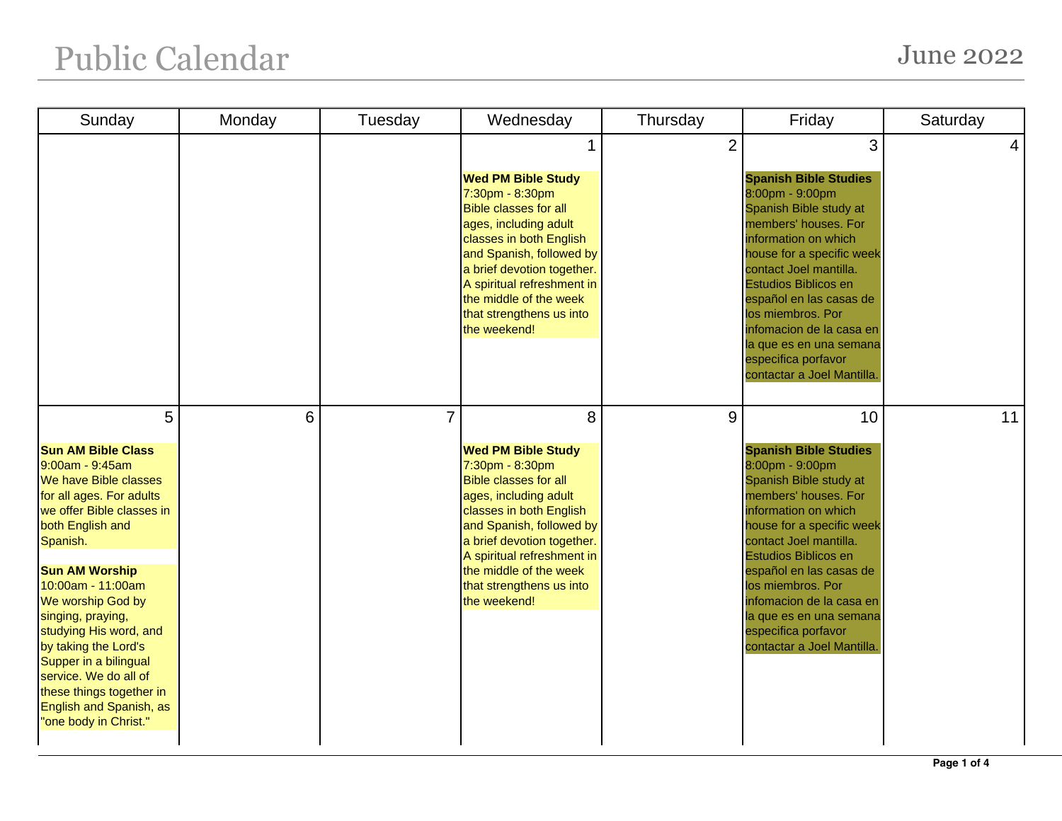# Public Calendar

## June 2022

| Sunday | Monday | Tuesday | Wednesday | Thursday | Friday | Saturday |
|---|---|---|---|---|---|---|
| | | | 1<br><br>**Wed PM Bible Study**<br>7:30pm - 8:30pm<br>Bible classes for all ages, including adult classes in both English and Spanish, followed by a brief devotion together. A spiritual refreshment in the middle of the week that strengthens us into the weekend! | 2 | 3<br><br>**Spanish Bible Studies**<br>8:00pm - 9:00pm<br>Spanish Bible study at members' houses. For information on which house for a specific week contact Joel mantilla. Estudios Biblicos en español en las casas de los miembros. Por infomacion de la casa en la que es en una semana especifica porfavor contactar a Joel Mantilla. | 4 |
| 5<br><br>**Sun AM Bible Class**<br>9:00am - 9:45am<br>We have Bible classes for all ages. For adults we offer Bible classes in both English and Spanish.<br><br>**Sun AM Worship**<br>10:00am - 11:00am<br>We worship God by singing, praying, studying His word, and by taking the Lord's Supper in a bilingual service. We do all of these things together in English and Spanish, as "one body in Christ." | 6 | 7 | 8<br><br>**Wed PM Bible Study**<br>7:30pm - 8:30pm<br>Bible classes for all ages, including adult classes in both English and Spanish, followed by a brief devotion together. A spiritual refreshment in the middle of the week that strengthens us into the weekend! | 9 | 10<br><br>**Spanish Bible Studies**<br>8:00pm - 9:00pm<br>Spanish Bible study at members' houses. For information on which house for a specific week contact Joel mantilla. Estudios Biblicos en español en las casas de los miembros. Por infomacion de la casa en la que es en una semana especifica porfavor contactar a Joel Mantilla. | 11 |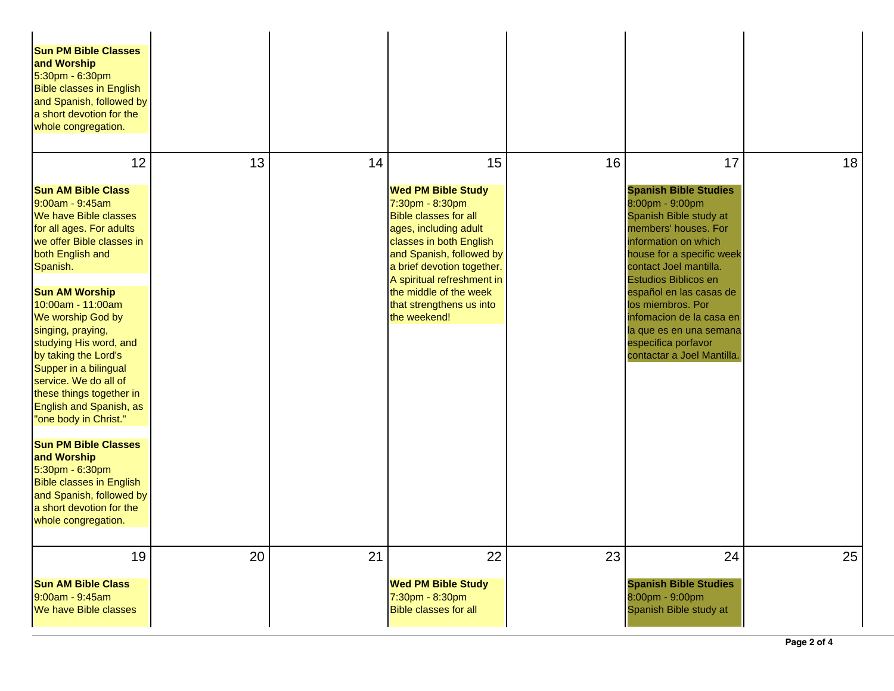| | | | | | | |
|---|---|---|---|---|---|---|
| **Sun PM Bible Classes and Worship**<br>5:30pm - 6:30pm<br>Bible classes in English and Spanish, followed by a short devotion for the whole congregation. | | | | | | |
| 12<br><br>**Sun AM Bible Class**<br>9:00am - 9:45am<br>We have Bible classes for all ages. For adults we offer Bible classes in both English and Spanish.<br><br>**Sun AM Worship**<br>10:00am - 11:00am<br>We worship God by singing, praying, studying His word, and by taking the Lord's Supper in a bilingual service. We do all of these things together in English and Spanish, as "one body in Christ."<br><br>**Sun PM Bible Classes and Worship**<br>5:30pm - 6:30pm<br>Bible classes in English and Spanish, followed by a short devotion for the whole congregation. | 13 | 14 | 15<br><br>**Wed PM Bible Study**<br>7:30pm - 8:30pm<br>Bible classes for all ages, including adult classes in both English and Spanish, followed by a brief devotion together. A spiritual refreshment in the middle of the week that strengthens us into the weekend! | 16 | 17<br><br>**Spanish Bible Studies**<br>8:00pm - 9:00pm<br>Spanish Bible study at members' houses. For information on which house for a specific week contact Joel mantilla. Estudios Biblicos en español en las casas de los miembros. Por infomacion de la casa en la que es en una semana especifica porfavor contactar a Joel Mantilla. | 18 |
| 19<br><br>**Sun AM Bible Class**<br>9:00am - 9:45am<br>We have Bible classes | 20 | 21 | 22<br><br>**Wed PM Bible Study**<br>7:30pm - 8:30pm<br>Bible classes for all | 23 | 24<br><br>**Spanish Bible Studies**<br>8:00pm - 9:00pm<br>Spanish Bible study at | 25 |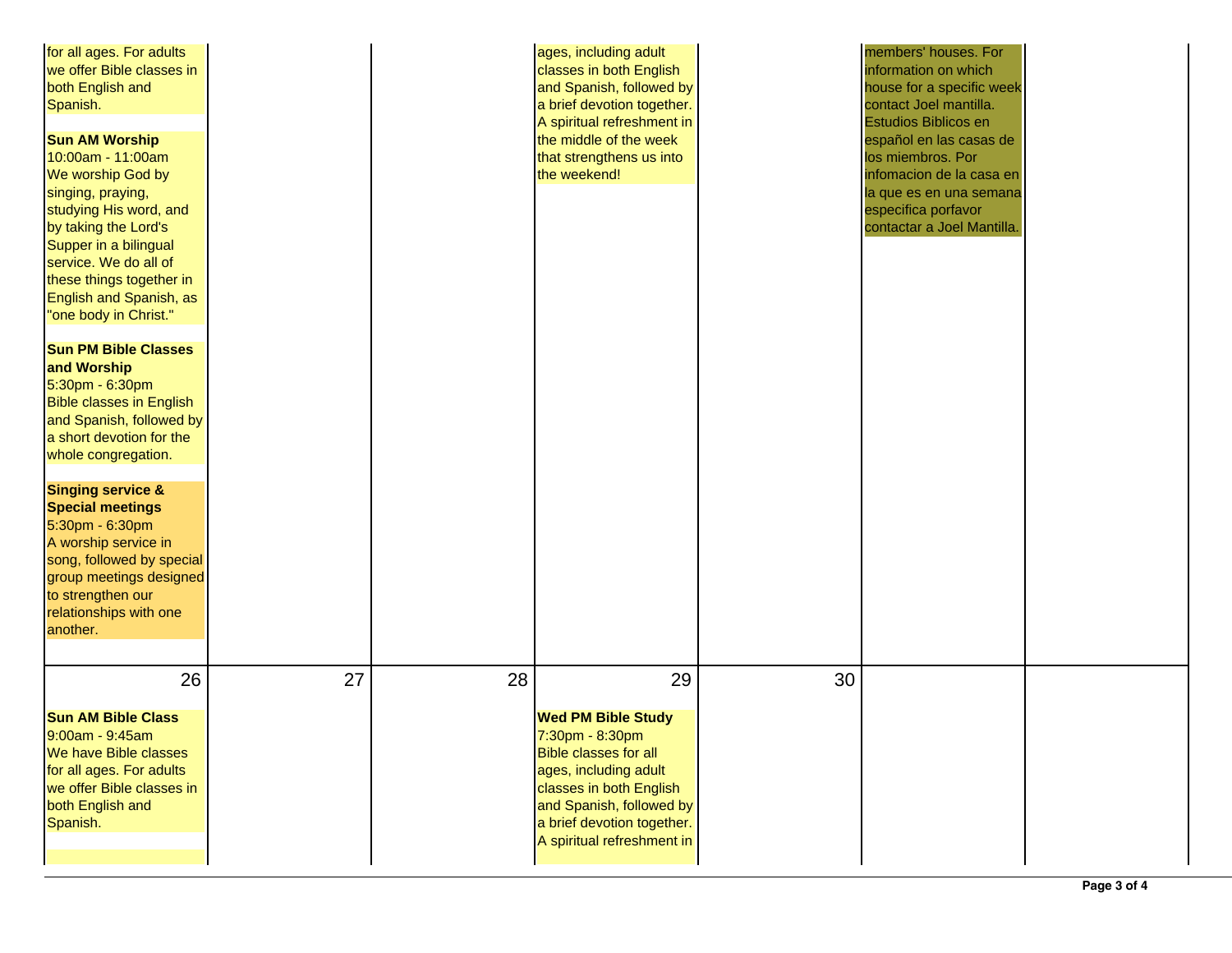| | | | | | | |
|---|---|---|---|---|---|---|
| for all ages. For adults we offer Bible classes in both English and Spanish.<br><br>**Sun AM Worship**<br>10:00am - 11:00am<br>We worship God by singing, praying, studying His word, and by taking the Lord's Supper in a bilingual service. We do all of these things together in English and Spanish, as "one body in Christ."<br><br>**Sun PM Bible Classes and Worship**<br>5:30pm - 6:30pm<br>Bible classes in English and Spanish, followed by a short devotion for the whole congregation.<br><br>**Singing service & Special meetings**<br>5:30pm - 6:30pm<br>A worship service in song, followed by special group meetings designed to strengthen our relationships with one another. | | | ages, including adult classes in both English and Spanish, followed by a brief devotion together. A spiritual refreshment in the middle of the week that strengthens us into the weekend! | | members' houses. For information on which house for a specific week contact Joel mantilla. Estudios Biblicos en español en las casas de los miembros. Por infomacion de la casa en la que es en una semana especifica porfavor contactar a Joel Mantilla. | |
| 26<br><br>**Sun AM Bible Class**<br>9:00am - 9:45am<br>We have Bible classes for all ages. For adults we offer Bible classes in both English and Spanish. | 27 | 28 | 29<br><br>**Wed PM Bible Study**<br>7:30pm - 8:30pm<br>Bible classes for all ages, including adult classes in both English and Spanish, followed by a brief devotion together. A spiritual refreshment in | 30 | | |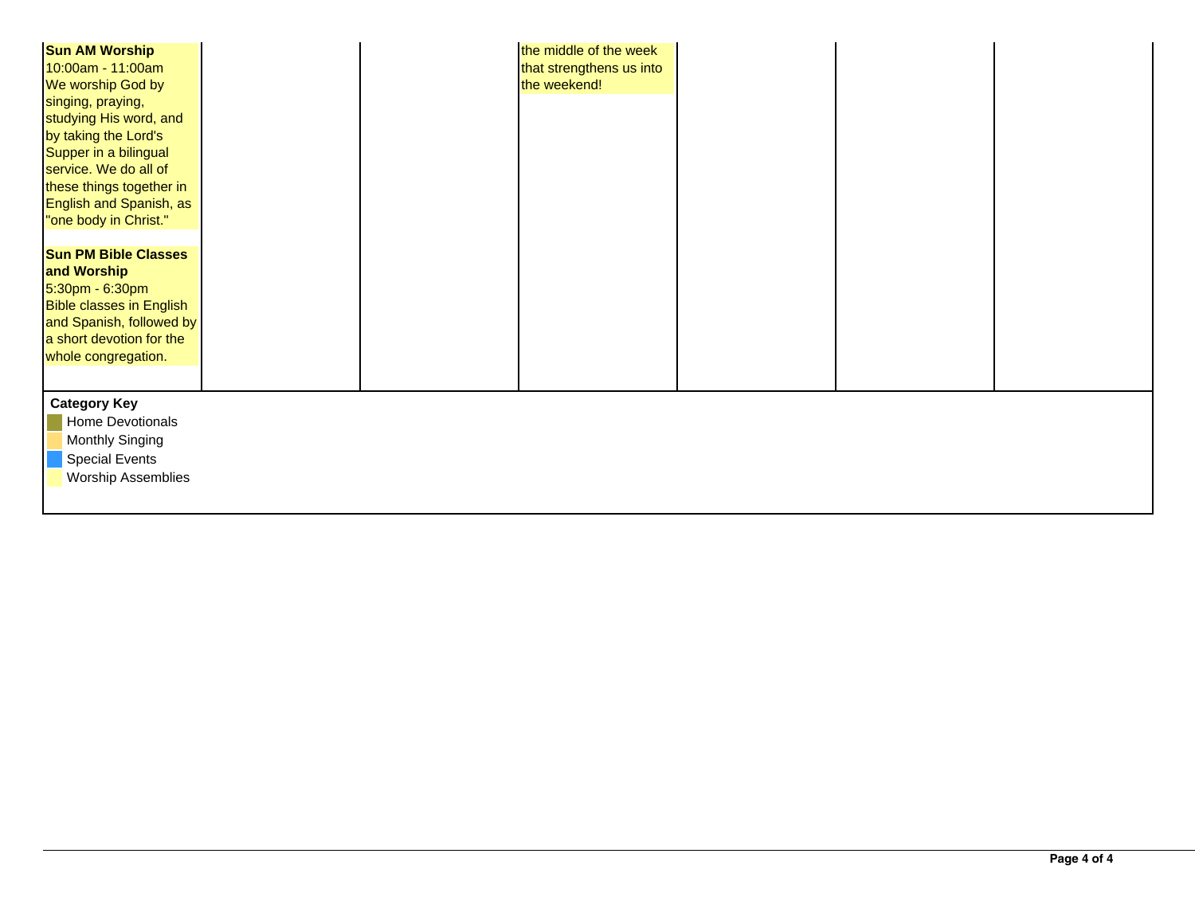| | | | | | | |
|---|---|---|---|---|---|---|
| **Sun AM Worship**<br>10:00am - 11:00am<br>We worship God by singing, praying, studying His word, and by taking the Lord's Supper in a bilingual service. We do all of these things together in English and Spanish, as "one body in Christ."<br><br>**Sun PM Bible Classes and Worship**<br>5:30pm - 6:30pm<br>Bible classes in English and Spanish, followed by a short devotion for the whole congregation. | | | the middle of the week that strengthens us into the weekend! | | | |

**Category Key**

- Home Devotionals
- Monthly Singing
- Special Events
- Worship Assemblies